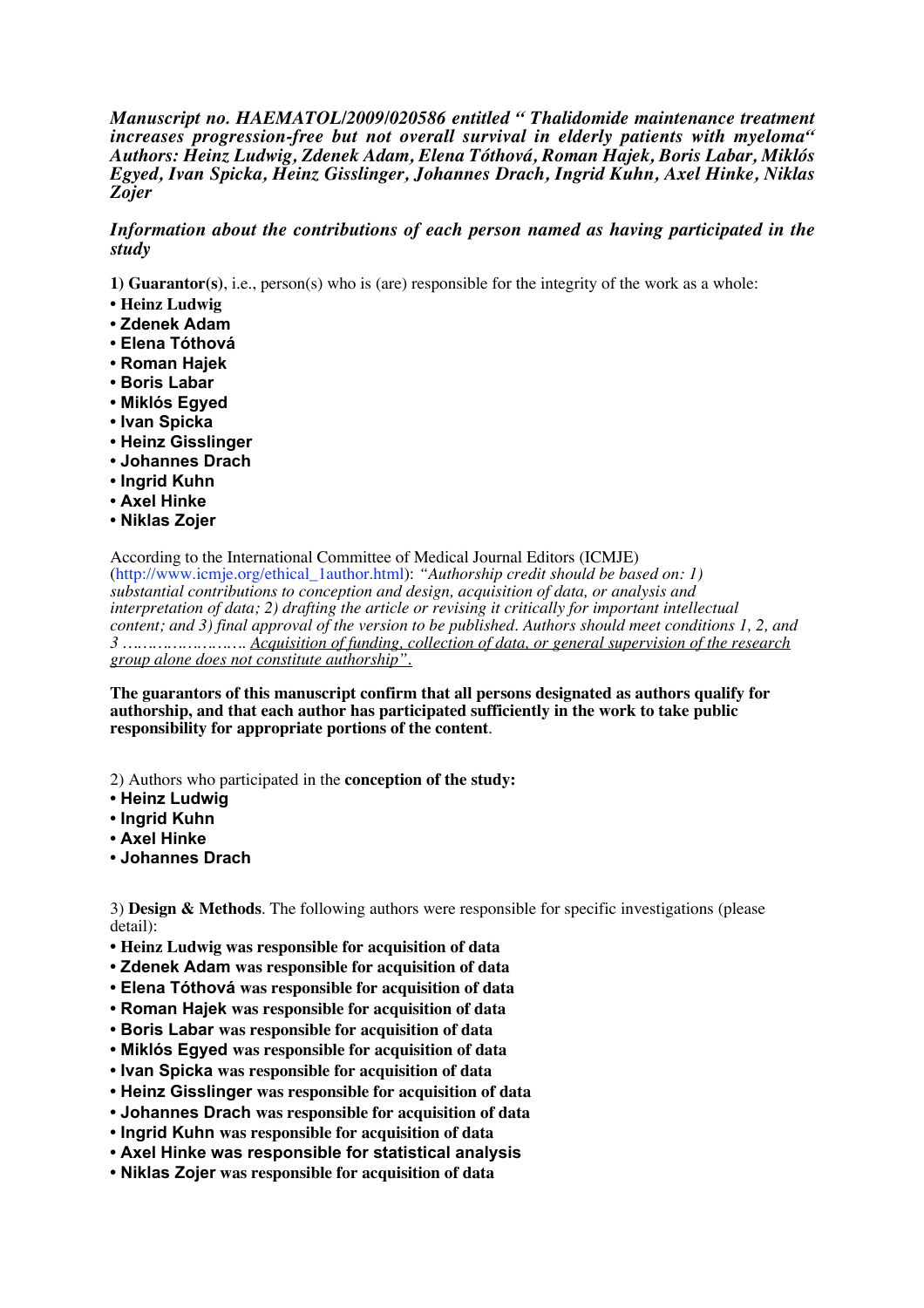***Manuscript no. HAEMATOL/2009/020586 entitled " Thalidomide maintenance treatment increases progression-free but not overall survival in elderly patients with myeloma" Authors: Heinz Ludwig, Zdenek Adam, Elena Tóthová, Roman Hajek, Boris Labar, Miklós Egyed, Ivan Spicka, Heinz Gisslinger, Johannes Drach, Ingrid Kuhn, Axel Hinke, Niklas Zojer***

***Information about the contributions of each person named as having participated in the study***

**1) Guarantor(s)**, i.e., person(s) who is (are) responsible for the integrity of the work as a whole:

- **Heinz Ludwig**
- **Zdenek Adam**
- **Elena Tóthová**
- **Roman Hajek**
- **Boris Labar**
- **Miklós Egyed**
- **Ivan Spicka**
- **Heinz Gisslinger**
- **Johannes Drach**
- **Ingrid Kuhn**
- **Axel Hinke**
- **Niklas Zojer**

According to the International Committee of Medical Journal Editors (ICMJE) (http://www.icmje.org/ethical_1author.html): *"Authorship credit should be based on: 1) substantial contributions to conception and design, acquisition of data, or analysis and interpretation of data; 2) drafting the article or revising it critically for important intellectual content; and 3) final approval of the version to be published. Authors should meet conditions 1, 2, and 3 …………………… <u>Acquisition of funding, collection of data, or general supervision of the research group alone does not constitute authorship"</u>.*

**The guarantors of this manuscript confirm that all persons designated as authors qualify for authorship, and that each author has participated sufficiently in the work to take public responsibility for appropriate portions of the content**.

2) Authors who participated in the **conception of the study:**

- **Heinz Ludwig**
- **Ingrid Kuhn**
- **Axel Hinke**
- **Johannes Drach**

3) **Design & Methods**. The following authors were responsible for specific investigations (please detail):

- **Heinz Ludwig was responsible for acquisition of data**
- **Zdenek Adam was responsible for acquisition of data**
- **Elena Tóthová was responsible for acquisition of data**
- **Roman Hajek was responsible for acquisition of data**
- **Boris Labar was responsible for acquisition of data**
- **Miklós Egyed was responsible for acquisition of data**
- **Ivan Spicka was responsible for acquisition of data**
- **Heinz Gisslinger was responsible for acquisition of data**
- **Johannes Drach was responsible for acquisition of data**
- **Ingrid Kuhn was responsible for acquisition of data**
- **Axel Hinke was responsible for statistical analysis**
- **Niklas Zojer was responsible for acquisition of data**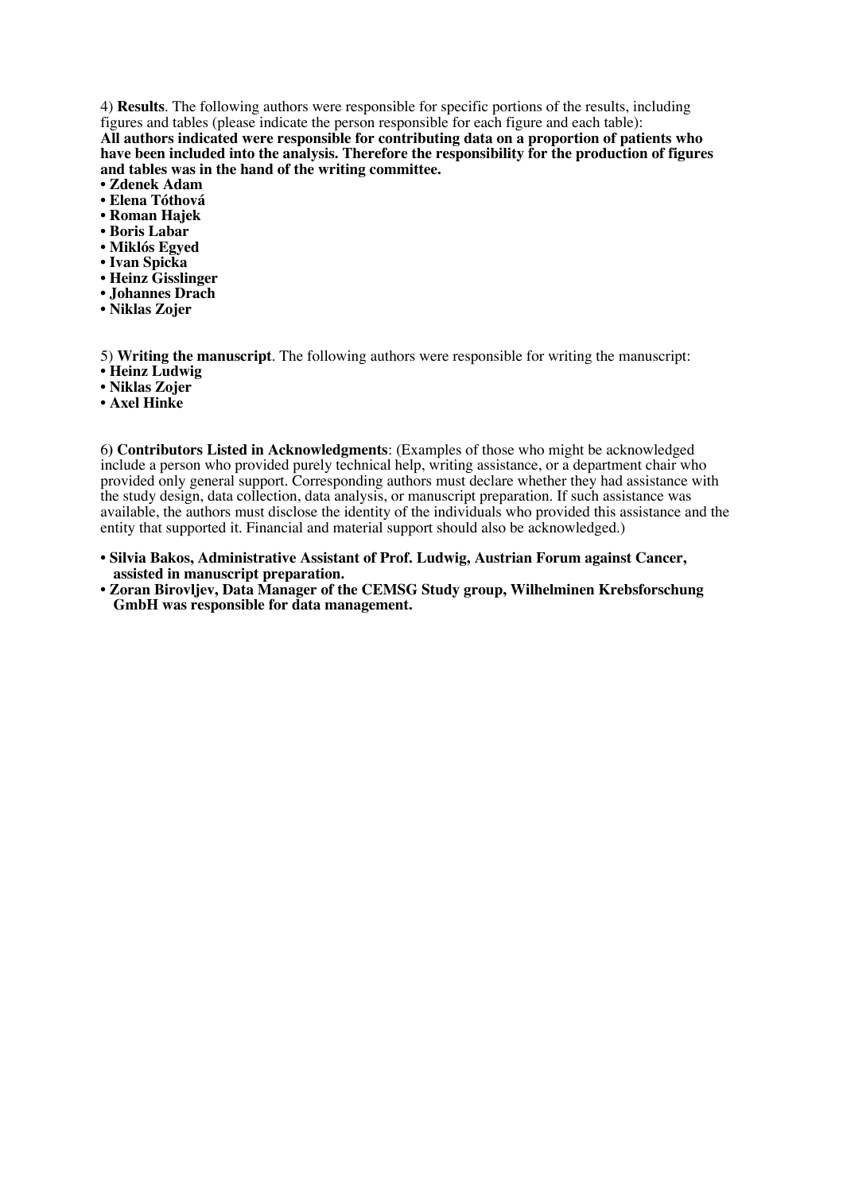4) **Results**. The following authors were responsible for specific portions of the results, including figures and tables (please indicate the person responsible for each figure and each table):
**All authors indicated were responsible for contributing data on a proportion of patients who have been included into the analysis. Therefore the responsibility for the production of figures and tables was in the hand of the writing committee.**

- **Zdenek Adam**
- **Elena Tóthová**
- **Roman Hajek**
- **Boris Labar**
- **Miklós Egyed**
- **Ivan Spicka**
- **Heinz Gisslinger**
- **Johannes Drach**
- **Niklas Zojer**

5) **Writing the manuscript**. The following authors were responsible for writing the manuscript:

- **Heinz Ludwig**
- **Niklas Zojer**
- **Axel Hinke**

6) **Contributors Listed in Acknowledgments**: (Examples of those who might be acknowledged include a person who provided purely technical help, writing assistance, or a department chair who provided only general support. Corresponding authors must declare whether they had assistance with the study design, data collection, data analysis, or manuscript preparation. If such assistance was available, the authors must disclose the identity of the individuals who provided this assistance and the entity that supported it. Financial and material support should also be acknowledged.)

- **Silvia Bakos, Administrative Assistant of Prof. Ludwig, Austrian Forum against Cancer, assisted in manuscript preparation.**
- **Zoran Birovljev, Data Manager of the CEMSG Study group, Wilhelminen Krebsforschung GmbH was responsible for data management.**